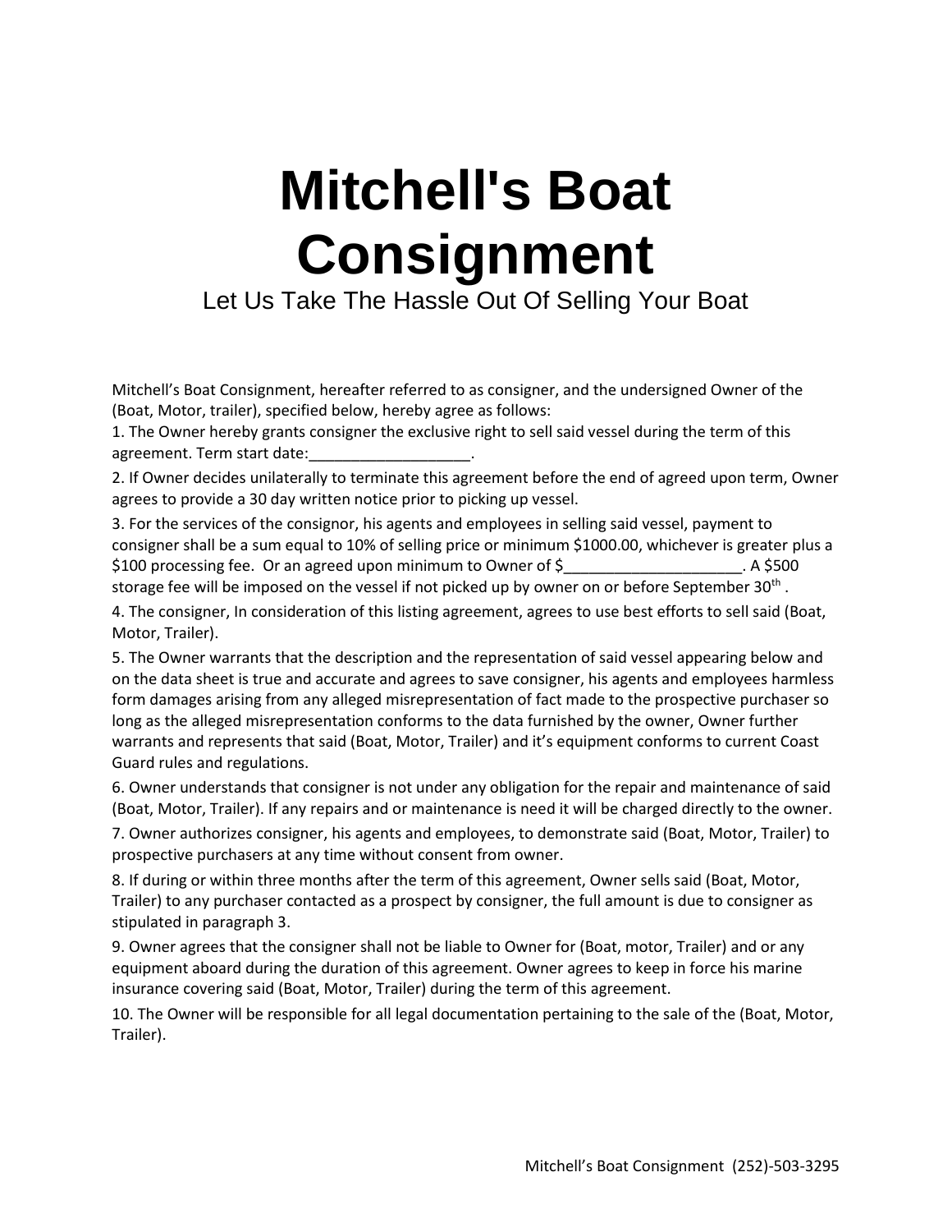# Mitchell's Boat Consignment

Let Us Take The Hassle Out Of Selling Your Boat

Mitchell's Boat Consignment, hereafter referred to as consigner, and the undersigned Owner of the (Boat, Motor, trailer), specified below, hereby agree as follows:

1. The Owner hereby grants consigner the exclusive right to sell said vessel during the term of this agreement. Term start date:___________________.
2. If Owner decides unilaterally to terminate this agreement before the end of agreed upon term, Owner agrees to provide a 30 day written notice prior to picking up vessel.
3. For the services of the consignor, his agents and employees in selling said vessel, payment to consigner shall be a sum equal to 10% of selling price or minimum $1000.00, whichever is greater plus a $100 processing fee. Or an agreed upon minimum to Owner of $_____________________. A $500 storage fee will be imposed on the vessel if not picked up by owner on or before September 30th .
4. The consigner, In consideration of this listing agreement, agrees to use best efforts to sell said (Boat, Motor, Trailer).
5. The Owner warrants that the description and the representation of said vessel appearing below and on the data sheet is true and accurate and agrees to save consigner, his agents and employees harmless form damages arising from any alleged misrepresentation of fact made to the prospective purchaser so long as the alleged misrepresentation conforms to the data furnished by the owner, Owner further warrants and represents that said (Boat, Motor, Trailer) and it's equipment conforms to current Coast Guard rules and regulations.
6. Owner understands that consigner is not under any obligation for the repair and maintenance of said (Boat, Motor, Trailer). If any repairs and or maintenance is need it will be charged directly to the owner.
7. Owner authorizes consigner, his agents and employees, to demonstrate said (Boat, Motor, Trailer) to prospective purchasers at any time without consent from owner.
8. If during or within three months after the term of this agreement, Owner sells said (Boat, Motor, Trailer) to any purchaser contacted as a prospect by consigner, the full amount is due to consigner as stipulated in paragraph 3.
9. Owner agrees that the consigner shall not be liable to Owner for (Boat, motor, Trailer) and or any equipment aboard during the duration of this agreement. Owner agrees to keep in force his marine insurance covering said (Boat, Motor, Trailer) during the term of this agreement.
10. The Owner will be responsible for all legal documentation pertaining to the sale of the (Boat, Motor, Trailer).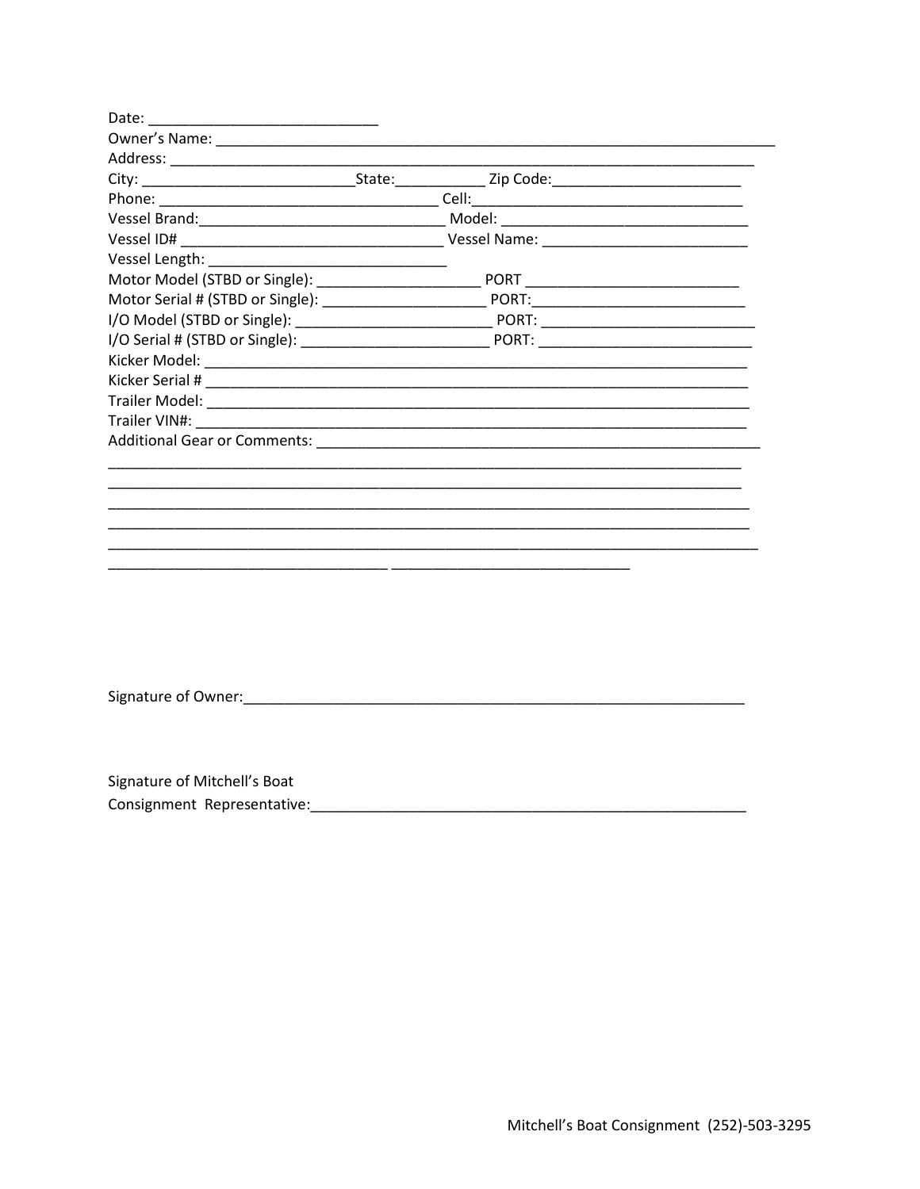Date: ____________________________

Owner's Name: ________________________________________________________________________

Address: ____________________________________________________________________________

City: __________________________State:___________ Zip Code:_______________________

Phone: _________________________________ Cell:__________________________________

Vessel Brand:_______________________________ Model: ______________________________

Vessel ID# _______________________________ Vessel Name: ________________________

Vessel Length: _____________________________

Motor Model (STBD or Single): ____________________ PORT _________________________

Motor Serial # (STBD or Single): ____________________ PORT:_________________________

I/O Model (STBD or Single): ________________________ PORT: __________________________

I/O Serial # (STBD or Single): ______________________ PORT: __________________________

Kicker Model: ______________________________________________________________________

Kicker Serial # _____________________________________________________________________

Trailer Model: ______________________________________________________________________

Trailer VIN#: ______________________________________________________________________

Additional Gear or Comments: ________________________________________________________

___________________________________________________________________________________

___________________________________________________________________________________

___________________________________________________________________________________

___________________________________________________________________________________

___________________________________________________________________________________

_________________________________ ____________________________

Signature of Owner:_______________________________________________________________

Signature of Mitchell's Boat
Consignment Representative:_______________________________________________________

Mitchell's Boat Consignment (252)-503-3295